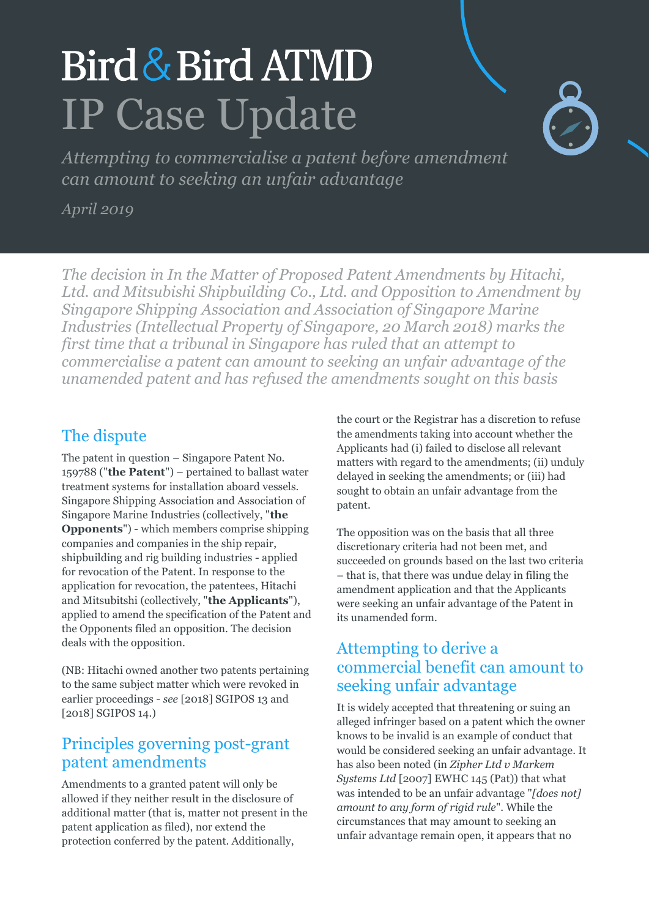# Bird & Bird ATMD

# IP Case Update

*Attempting to commercialise a patent before amendment can amount to seeking an unfair advantage*

*April 2019*

*The decision in In the Matter of Proposed Patent Amendments by Hitachi, Ltd. and Mitsubishi Shipbuilding Co., Ltd. and Opposition to Amendment by Singapore Shipping Association and Association of Singapore Marine Industries (Intellectual Property of Singapore, 20 March 2018) marks the first time that a tribunal in Singapore has ruled that an attempt to commercialise a patent can amount to seeking an unfair advantage of the unamended patent and has refused the amendments sought on this basis*

## The dispute

The patent in question – Singapore Patent No. 159788 ("**the Patent**") – pertained to ballast water treatment systems for installation aboard vessels. Singapore Shipping Association and Association of Singapore Marine Industries (collectively, "**the Opponents**") - which members comprise shipping companies and companies in the ship repair, shipbuilding and rig building industries - applied for revocation of the Patent. In response to the application for revocation, the patentees, Hitachi and Mitsubitshi (collectively, "**the Applicants**"), applied to amend the specification of the Patent and the Opponents filed an opposition. The decision deals with the opposition.

(NB: Hitachi owned another two patents pertaining to the same subject matter which were revoked in earlier proceedings - *see* [2018] SGIPOS 13 and [2018] SGIPOS 14.)

## Principles governing post-grant patent amendments

Amendments to a granted patent will only be allowed if they neither result in the disclosure of additional matter (that is, matter not present in the patent application as filed), nor extend the protection conferred by the patent. Additionally, the court or the Registrar has a discretion to refuse the amendments taking into account whether the Applicants had (i) failed to disclose all relevant matters with regard to the amendments; (ii) unduly delayed in seeking the amendments; or (iii) had sought to obtain an unfair advantage from the patent.

The opposition was on the basis that all three discretionary criteria had not been met, and succeeded on grounds based on the last two criteria – that is, that there was undue delay in filing the amendment application and that the Applicants were seeking an unfair advantage of the Patent in its unamended form.

## Attempting to derive a commercial benefit can amount to seeking unfair advantage

It is widely accepted that threatening or suing an alleged infringer based on a patent which the owner knows to be invalid is an example of conduct that would be considered seeking an unfair advantage. It has also been noted (in *Zipher Ltd v Markem Systems Ltd* [2007] EWHC 145 (Pat)) that what was intended to be an unfair advantage "*[does not] amount to any form of rigid rule*". While the circumstances that may amount to seeking an unfair advantage remain open, it appears that no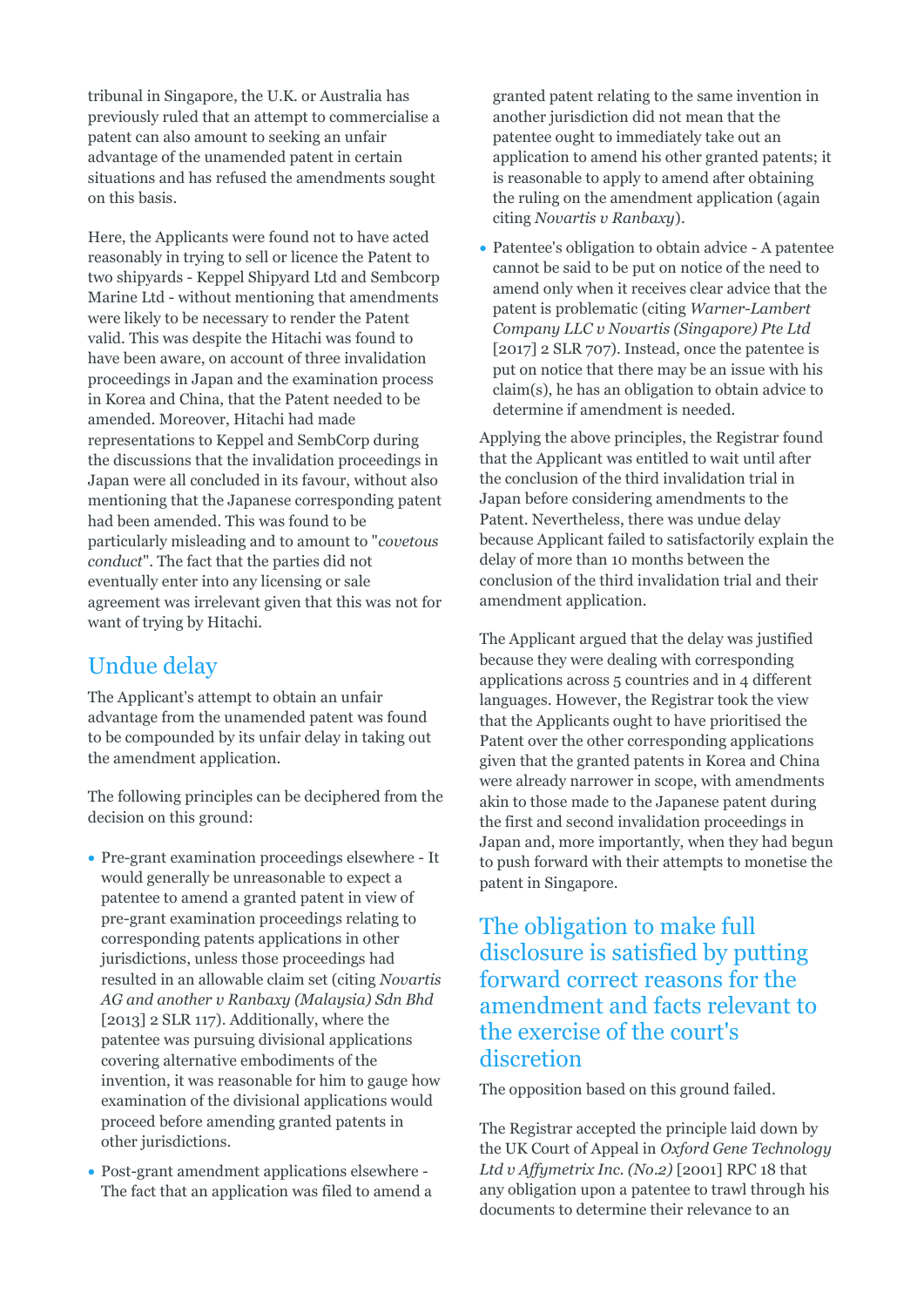tribunal in Singapore, the U.K. or Australia has previously ruled that an attempt to commercialise a patent can also amount to seeking an unfair advantage of the unamended patent in certain situations and has refused the amendments sought on this basis.

Here, the Applicants were found not to have acted reasonably in trying to sell or licence the Patent to two shipyards - Keppel Shipyard Ltd and Sembcorp Marine Ltd - without mentioning that amendments were likely to be necessary to render the Patent valid. This was despite the Hitachi was found to have been aware, on account of three invalidation proceedings in Japan and the examination process in Korea and China, that the Patent needed to be amended. Moreover, Hitachi had made representations to Keppel and SembCorp during the discussions that the invalidation proceedings in Japan were all concluded in its favour, without also mentioning that the Japanese corresponding patent had been amended. This was found to be particularly misleading and to amount to "*covetous conduct*". The fact that the parties did not eventually enter into any licensing or sale agreement was irrelevant given that this was not for want of trying by Hitachi.

## Undue delay

The Applicant's attempt to obtain an unfair advantage from the unamended patent was found to be compounded by its unfair delay in taking out the amendment application.

The following principles can be deciphered from the decision on this ground:

- Pre-grant examination proceedings elsewhere - It would generally be unreasonable to expect a patentee to amend a granted patent in view of pre-grant examination proceedings relating to corresponding patents applications in other jurisdictions, unless those proceedings had resulted in an allowable claim set (citing *Novartis AG and another v Ranbaxy (Malaysia) Sdn Bhd* [2013] 2 SLR 117). Additionally, where the patentee was pursuing divisional applications covering alternative embodiments of the invention, it was reasonable for him to gauge how examination of the divisional applications would proceed before amending granted patents in other jurisdictions.
- Post-grant amendment applications elsewhere - The fact that an application was filed to amend a granted patent relating to the same invention in another jurisdiction did not mean that the patentee ought to immediately take out an application to amend his other granted patents; it is reasonable to apply to amend after obtaining the ruling on the amendment application (again citing *Novartis v Ranbaxy*).
- Patentee's obligation to obtain advice - A patentee cannot be said to be put on notice of the need to amend only when it receives clear advice that the patent is problematic (citing *Warner-Lambert Company LLC v Novartis (Singapore) Pte Ltd* [2017] 2 SLR 707). Instead, once the patentee is put on notice that there may be an issue with his claim(s), he has an obligation to obtain advice to determine if amendment is needed.

Applying the above principles, the Registrar found that the Applicant was entitled to wait until after the conclusion of the third invalidation trial in Japan before considering amendments to the Patent. Nevertheless, there was undue delay because Applicant failed to satisfactorily explain the delay of more than 10 months between the conclusion of the third invalidation trial and their amendment application.

The Applicant argued that the delay was justified because they were dealing with corresponding applications across 5 countries and in 4 different languages. However, the Registrar took the view that the Applicants ought to have prioritised the Patent over the other corresponding applications given that the granted patents in Korea and China were already narrower in scope, with amendments akin to those made to the Japanese patent during the first and second invalidation proceedings in Japan and, more importantly, when they had begun to push forward with their attempts to monetise the patent in Singapore.

## The obligation to make full disclosure is satisfied by putting forward correct reasons for the amendment and facts relevant to the exercise of the court's discretion

The opposition based on this ground failed.

The Registrar accepted the principle laid down by the UK Court of Appeal in *Oxford Gene Technology Ltd v Affymetrix Inc. (No.2)* [2001] RPC 18 that any obligation upon a patentee to trawl through his documents to determine their relevance to an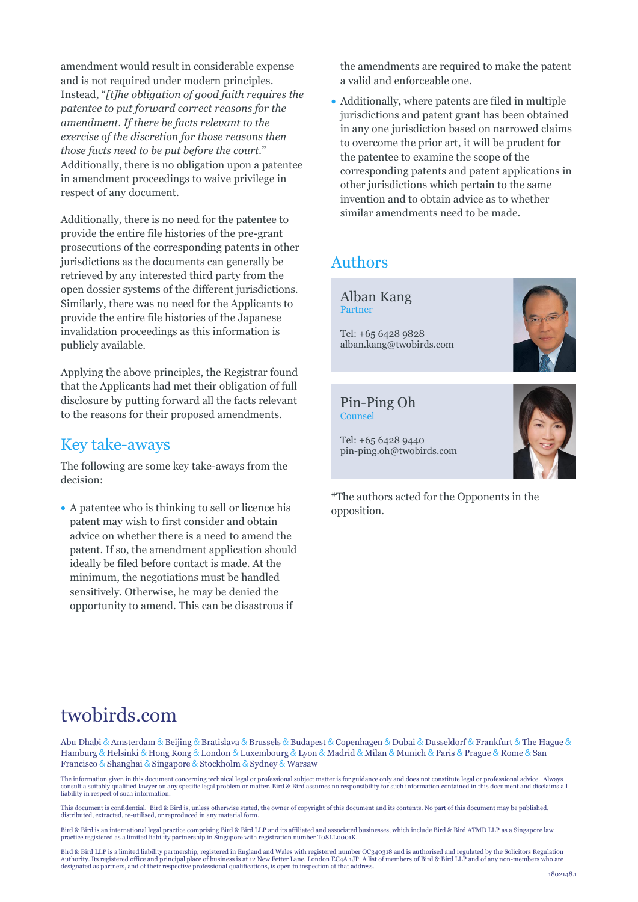amendment would result in considerable expense and is not required under modern principles. Instead, "*[t]he obligation of good faith requires the patentee to put forward correct reasons for the amendment. If there be facts relevant to the exercise of the discretion for those reasons then those facts need to be put before the court.*" Additionally, there is no obligation upon a patentee in amendment proceedings to waive privilege in respect of any document.

Additionally, there is no need for the patentee to provide the entire file histories of the pre-grant prosecutions of the corresponding patents in other jurisdictions as the documents can generally be retrieved by any interested third party from the open dossier systems of the different jurisdictions. Similarly, there was no need for the Applicants to provide the entire file histories of the Japanese invalidation proceedings as this information is publicly available.

Applying the above principles, the Registrar found that the Applicants had met their obligation of full disclosure by putting forward all the facts relevant to the reasons for their proposed amendments.

## Key take-aways

The following are some key take-aways from the decision:

- A patentee who is thinking to sell or licence his patent may wish to first consider and obtain advice on whether there is a need to amend the patent. If so, the amendment application should ideally be filed before contact is made. At the minimum, the negotiations must be handled sensitively. Otherwise, he may be denied the opportunity to amend. This can be disastrous if the amendments are required to make the patent a valid and enforceable one.
- Additionally, where patents are filed in multiple jurisdictions and patent grant has been obtained in any one jurisdiction based on narrowed claims to overcome the prior art, it will be prudent for the patentee to examine the scope of the corresponding patents and patent applications in other jurisdictions which pertain to the same invention and to obtain advice as to whether similar amendments need to be made.

## Authors

**Alban Kang**
Partner

Tel: +65 6428 9828
alban.kang@twobirds.com

**Pin-Ping Oh**
Counsel

Tel: +65 6428 9440
pin-ping.oh@twobirds.com

*The authors acted for the Opponents in the opposition.

# twobirds.com

Abu Dhabi & Amsterdam & Beijing & Bratislava & Brussels & Budapest & Copenhagen & Dubai & Dusseldorf & Frankfurt & The Hague & Hamburg & Helsinki & Hong Kong & London & Luxembourg & Lyon & Madrid & Milan & Munich & Paris & Prague & Rome & San Francisco & Shanghai & Singapore & Stockholm & Sydney & Warsaw

The information given in this document concerning technical legal or professional subject matter is for guidance only and does not constitute legal or professional advice. Always consult a suitably qualified lawyer on any specific legal problem or matter. Bird & Bird assumes no responsibility for such information contained in this document and disclaims all liability in respect of such information.

This document is confidential. Bird & Bird is, unless otherwise stated, the owner of copyright of this document and its contents. No part of this document may be published, distributed, extracted, re-utilised, or reproduced in any material form.

Bird & Bird is an international legal practice comprising Bird & Bird LLP and its affiliated and associated businesses, which include Bird & Bird ATMD LLP as a Singapore law practice registered as a limited liability partnership in Singapore with registration number T08LL0001K.

Bird & Bird LLP is a limited liability partnership, registered in England and Wales with registered number OC340318 and is authorised and regulated by the Solicitors Regulation Authority. Its registered office and principal place of business is at 12 New Fetter Lane, London EC4A 1JP. A list of members of Bird & Bird LLP and of any non-members who are designated as partners, and of their respective professional qualifications, is open to inspection at that address.

1802148.1